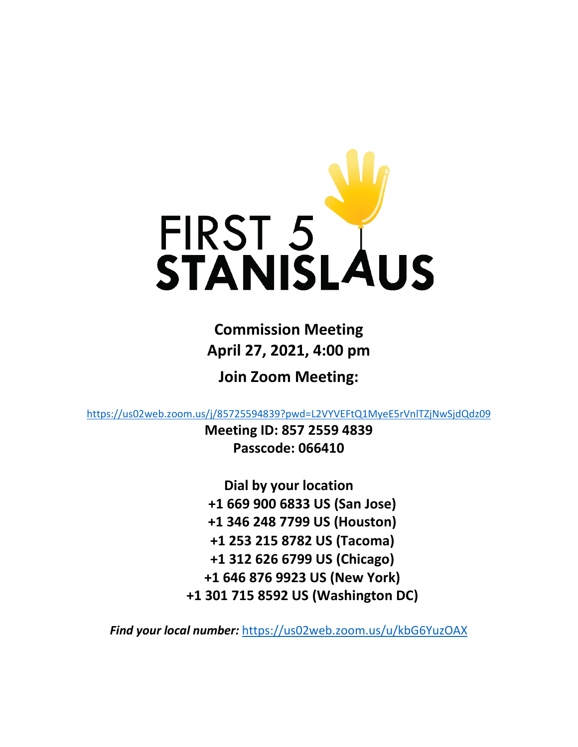# FIRST 5 STANISLAUS

**Commission Meeting**
**April 27, 2021, 4:00 pm**

**Join Zoom Meeting:**

https://us02web.zoom.us/j/85725594839?pwd=L2VYVEFtQ1MyeE5rVnlTZjNwSjdQdz09

**Meeting ID: 857 2559 4839**
**Passcode: 066410**

**Dial by your location**
**+1 669 900 6833 US (San Jose)**
**+1 346 248 7799 US (Houston)**
**+1 253 215 8782 US (Tacoma)**
**+1 312 626 6799 US (Chicago)**
**+1 646 876 9923 US (New York)**
**+1 301 715 8592 US (Washington DC)**

***Find your local number:*** https://us02web.zoom.us/u/kbG6YuzOAX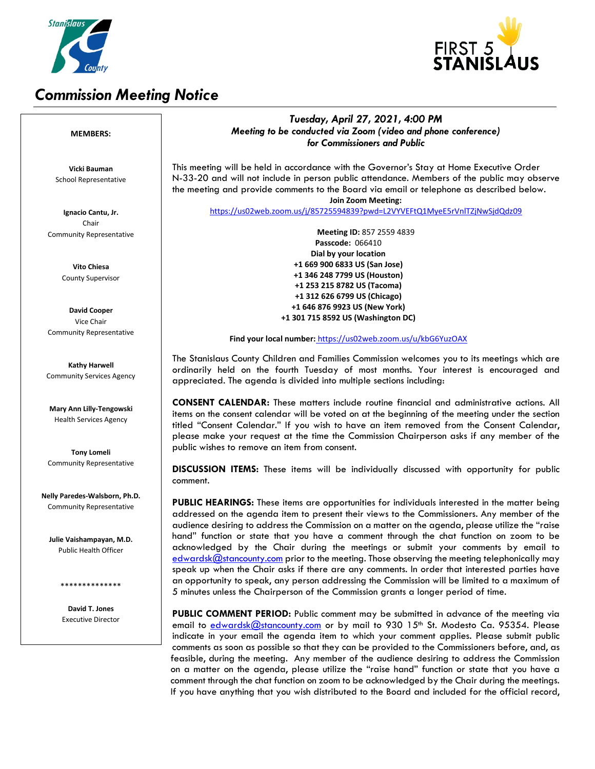# *Commission Meeting Notice*

**MEMBERS:**

**Vicki Bauman**
School Representative

**Ignacio Cantu, Jr.**
Chair
Community Representative

**Vito Chiesa**
County Supervisor

**David Cooper**
Vice Chair
Community Representative

**Kathy Harwell**
Community Services Agency

**Mary Ann Lilly-Tengowski**
Health Services Agency

**Tony Lomeli**
Community Representative

**Nelly Paredes-Walsborn, Ph.D.**
Community Representative

**Julie Vaishampayan, M.D.**
Public Health Officer

**************

**David T. Jones**
Executive Director

***Tuesday, April 27, 2021, 4:00 PM***
***Meeting to be conducted via Zoom (video and phone conference) for Commissioners and Public***

This meeting will be held in accordance with the Governor's Stay at Home Executive Order N-33-20 and will not include in person public attendance. Members of the public may observe the meeting and provide comments to the Board via email or telephone as described below.

**Join Zoom Meeting:**
https://us02web.zoom.us/j/85725594839?pwd=L2VYVEFtQ1MyeE5rVnlTZjNwSjdQdz09

**Meeting ID:** 857 2559 4839
**Passcode:** 066410
**Dial by your location**
**+1 669 900 6833 US (San Jose)**
**+1 346 248 7799 US (Houston)**
**+1 253 215 8782 US (Tacoma)**
**+1 312 626 6799 US (Chicago)**
**+1 646 876 9923 US (New York)**
**+1 301 715 8592 US (Washington DC)**

**Find your local number:** https://us02web.zoom.us/u/kbG6YuzOAX

The Stanislaus County Children and Families Commission welcomes you to its meetings which are ordinarily held on the fourth Tuesday of most months. Your interest is encouraged and appreciated. The agenda is divided into multiple sections including:

**CONSENT CALENDAR:** These matters include routine financial and administrative actions. All items on the consent calendar will be voted on at the beginning of the meeting under the section titled "Consent Calendar." If you wish to have an item removed from the Consent Calendar, please make your request at the time the Commission Chairperson asks if any member of the public wishes to remove an item from consent.

**DISCUSSION ITEMS:** These items will be individually discussed with opportunity for public comment.

**PUBLIC HEARINGS:** These items are opportunities for individuals interested in the matter being addressed on the agenda item to present their views to the Commissioners. Any member of the audience desiring to address the Commission on a matter on the agenda, please utilize the "raise hand" function or state that you have a comment through the chat function on zoom to be acknowledged by the Chair during the meetings or submit your comments by email to edwardsk@stancounty.com prior to the meeting. Those observing the meeting telephonically may speak up when the Chair asks if there are any comments. In order that interested parties have an opportunity to speak, any person addressing the Commission will be limited to a maximum of 5 minutes unless the Chairperson of the Commission grants a longer period of time.

**PUBLIC COMMENT PERIOD:** Public comment may be submitted in advance of the meeting via email to edwardsk@stancounty.com or by mail to 930 15th St. Modesto Ca. 95354. Please indicate in your email the agenda item to which your comment applies. Please submit public comments as soon as possible so that they can be provided to the Commissioners before, and, as feasible, during the meeting. Any member of the audience desiring to address the Commission on a matter on the agenda, please utilize the "raise hand" function or state that you have a comment through the chat function on zoom to be acknowledged by the Chair during the meetings. If you have anything that you wish distributed to the Board and included for the official record,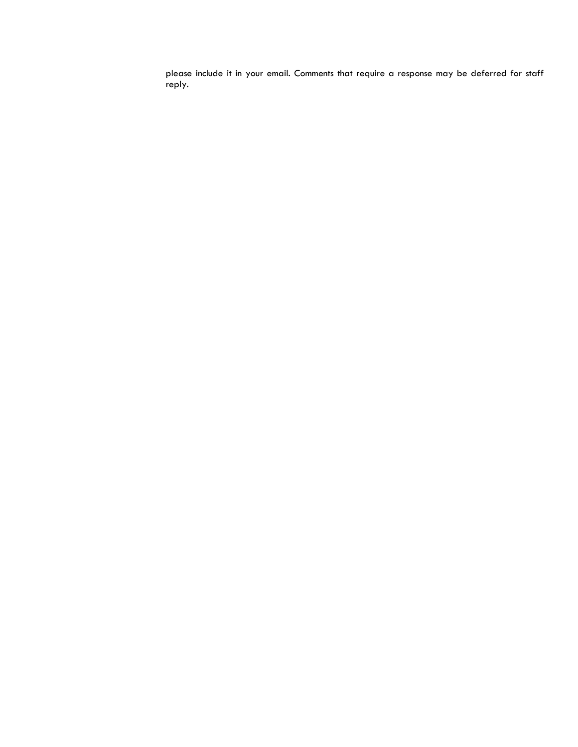please include it in your email. Comments that require a response may be deferred for staff reply.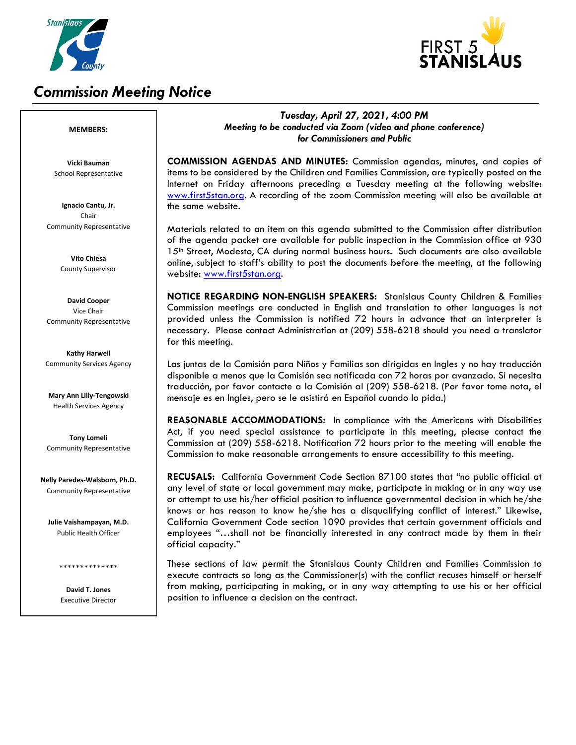# *Commission Meeting Notice*

**MEMBERS:**

**Vicki Bauman**
School Representative

**Ignacio Cantu, Jr.**
Chair
Community Representative

**Vito Chiesa**
County Supervisor

**David Cooper**
Vice Chair
Community Representative

**Kathy Harwell**
Community Services Agency

**Mary Ann Lilly-Tengowski**
Health Services Agency

**Tony Lomeli**
Community Representative

**Nelly Paredes-Walsborn, Ph.D.**
Community Representative

**Julie Vaishampayan, M.D.**
Public Health Officer

**************

**David T. Jones**
Executive Director

***Tuesday, April 27, 2021, 4:00 PM***
***Meeting to be conducted via Zoom (video and phone conference) for Commissioners and Public***

**COMMISSION AGENDAS AND MINUTES:** Commission agendas, minutes, and copies of items to be considered by the Children and Families Commission, are typically posted on the Internet on Friday afternoons preceding a Tuesday meeting at the following website: www.first5stan.org. A recording of the zoom Commission meeting will also be available at the same website.

Materials related to an item on this agenda submitted to the Commission after distribution of the agenda packet are available for public inspection in the Commission office at 930 15th Street, Modesto, CA during normal business hours. Such documents are also available online, subject to staff's ability to post the documents before the meeting, at the following website: www.first5stan.org.

**NOTICE REGARDING NON-ENGLISH SPEAKERS:** Stanislaus County Children & Families Commission meetings are conducted in English and translation to other languages is not provided unless the Commission is notified 72 hours in advance that an interpreter is necessary. Please contact Administration at (209) 558-6218 should you need a translator for this meeting.

Las juntas de la Comisión para Niños y Familias son dirigidas en Ingles y no hay traducción disponible a menos que la Comisión sea notificada con 72 horas por avanzado. Si necesita traducción, por favor contacte a la Comisión al (209) 558-6218. (Por favor tome nota, el mensaje es en Ingles, pero se le asistirá en Español cuando lo pida.)

**REASONABLE ACCOMMODATIONS:** In compliance with the Americans with Disabilities Act, if you need special assistance to participate in this meeting, please contact the Commission at (209) 558-6218. Notification 72 hours prior to the meeting will enable the Commission to make reasonable arrangements to ensure accessibility to this meeting.

**RECUSALS:** California Government Code Section 87100 states that "no public official at any level of state or local government may make, participate in making or in any way use or attempt to use his/her official position to influence governmental decision in which he/she knows or has reason to know he/she has a disqualifying conflict of interest." Likewise, California Government Code section 1090 provides that certain government officials and employees "…shall not be financially interested in any contract made by them in their official capacity."

These sections of law permit the Stanislaus County Children and Families Commission to execute contracts so long as the Commissioner(s) with the conflict recuses himself or herself from making, participating in making, or in any way attempting to use his or her official position to influence a decision on the contract.